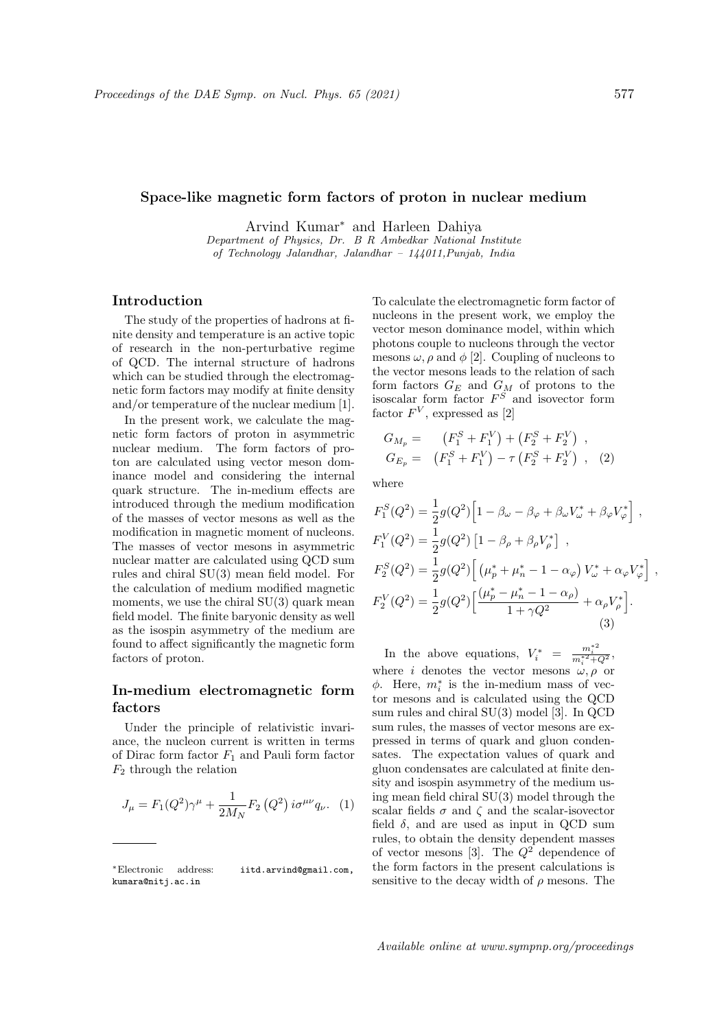# Space-like magnetic form factors of proton in nuclear medium

Arvind Kumar* and Harleen Dahiya

*Department of Physics, Dr. B R Ambedkar National Institute of Technology Jalandhar, Jalandhar – 144011,Punjab, India*

## Introduction

The study of the properties of hadrons at finite density and temperature is an active topic of research in the non-perturbative regime of QCD. The internal structure of hadrons which can be studied through the electromagnetic form factors may modify at finite density and/or temperature of the nuclear medium [1].

In the present work, we calculate the magnetic form factors of proton in asymmetric nuclear medium. The form factors of proton are calculated using vector meson dominance model and considering the internal quark structure. The in-medium effects are introduced through the medium modification of the masses of vector mesons as well as the modification in magnetic moment of nucleons. The masses of vector mesons in asymmetric nuclear matter are calculated using QCD sum rules and chiral SU(3) mean field model. For the calculation of medium modified magnetic moments, we use the chiral SU(3) quark mean field model. The finite baryonic density as well as the isospin asymmetry of the medium are found to affect significantly the magnetic form factors of proton.

## In-medium electromagnetic form factors

Under the principle of relativistic invariance, the nucleon current is written in terms of Dirac form factor $F_1$ and Pauli form factor $F_2$ through the relation

$$J_\mu = F_1(Q^2)\gamma^\mu + \frac{1}{2M_N}F_2\left(Q^2\right)i\sigma^{\mu\nu}q_\nu. \quad (1)$$

To calculate the electromagnetic form factor of nucleons in the present work, we employ the vector meson dominance model, within which photons couple to nucleons through the vector mesons $\omega, \rho$ and $\phi$ [2]. Coupling of nucleons to the vector mesons leads to the relation of sach form factors $G_E$ and $G_M$ of protons to the isoscalar form factor $F^S$ and isovector form factor $F^V$, expressed as [2]

$$\begin{aligned} G_{M_p} &= \left(F_1^S + F_1^V\right) + \left(F_2^S + F_2^V\right) , \\ G_{E_p} &= \left(F_1^S + F_1^V\right) - \tau\left(F_2^S + F_2^V\right) , \end{aligned} \quad (2)$$

where

$$\begin{aligned} F_1^S(Q^2) &= \frac{1}{2}g(Q^2)\Big[1 - \beta_\omega - \beta_\varphi + \beta_\omega V_\omega^* + \beta_\varphi V_\varphi^*\Big] , \\ F_1^V(Q^2) &= \frac{1}{2}g(Q^2)\left[1 - \beta_\rho + \beta_\rho V_\rho^*\right] , \\ F_2^S(Q^2) &= \frac{1}{2}g(Q^2)\Big[\left(\mu_p^* + \mu_n^* - 1 - \alpha_\varphi\right)V_\omega^* + \alpha_\varphi V_\varphi^*\Big] , \\ F_2^V(Q^2) &= \frac{1}{2}g(Q^2)\Big[\frac{(\mu_p^* - \mu_n^* - 1 - \alpha_\rho)}{1 + \gamma Q^2} + \alpha_\rho V_\rho^*\Big]. \end{aligned} \quad (3)$$

In the above equations, $V_i^* = \frac{m_i^{*2}}{m_i^{*2} + Q^2}$, where $i$ denotes the vector mesons $\omega, \rho$ or $\phi$. Here, $m_i^*$ is the in-medium mass of vector mesons and is calculated using the QCD sum rules and chiral SU(3) model [3]. In QCD sum rules, the masses of vector mesons are expressed in terms of quark and gluon condensates. The expectation values of quark and gluon condensates are calculated at finite density and isospin asymmetry of the medium using mean field chiral SU(3) model through the scalar fields $\sigma$ and $\zeta$ and the scalar-isovector field $\delta$, and are used as input in QCD sum rules, to obtain the density dependent masses of vector mesons [3]. The $Q^2$ dependence of the form factors in the present calculations is sensitive to the decay width of $\rho$ mesons. The

*Electronic address: iitd.arvind@gmail.com, kumara@nitj.ac.in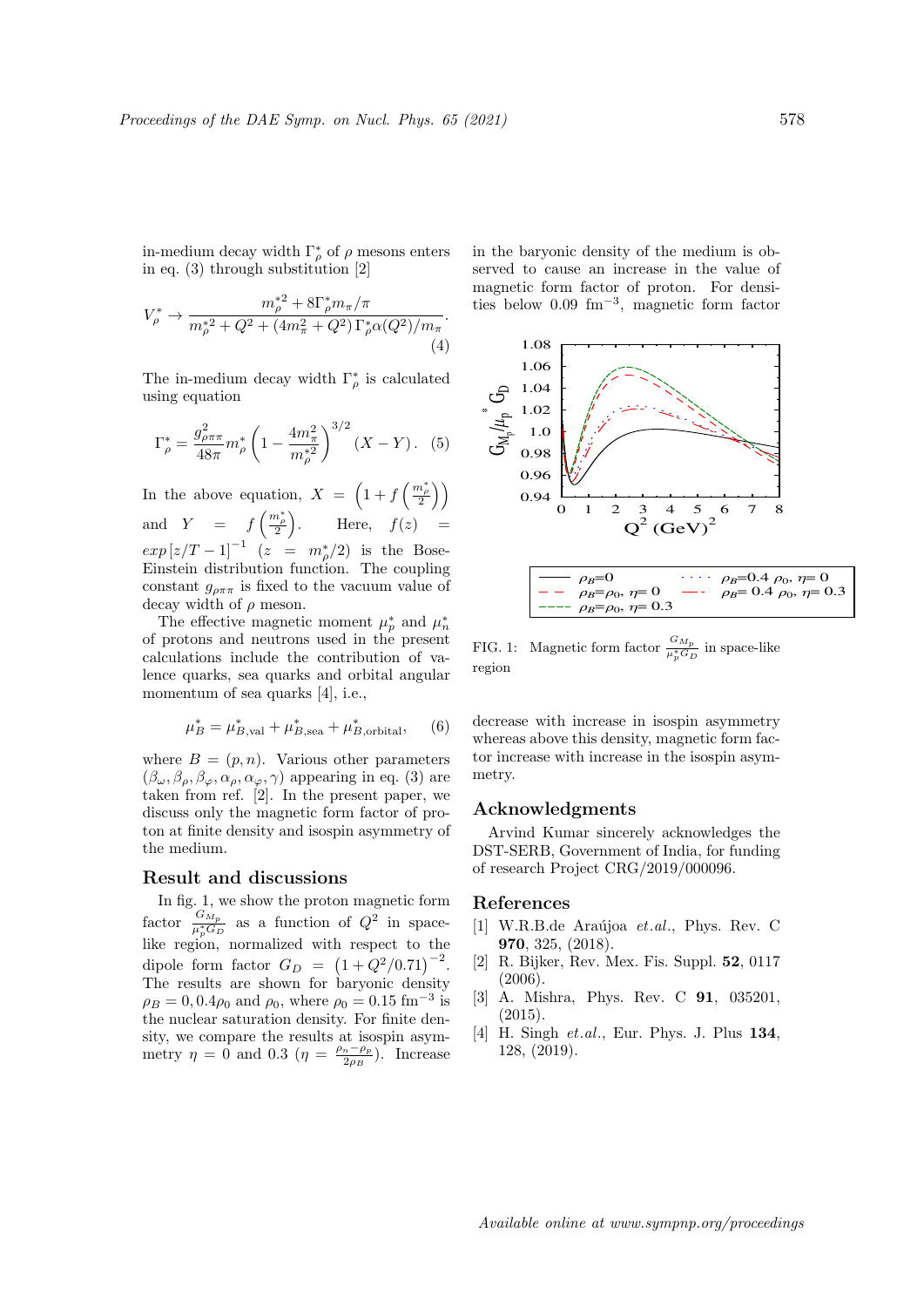in-medium decay width $\Gamma^*_\rho$ of $\rho$ mesons enters in eq. (3) through substitution [2]

$$V^*_\rho \to \frac{m^{*2}_\rho + 8\Gamma^*_\rho m_\pi/\pi}{m^{*2}_\rho + Q^2 + (4m^2_\pi + Q^2)\,\Gamma^*_\rho \alpha(Q^2)/m_\pi}. \quad (4)$$

The in-medium decay width $\Gamma^*_\rho$ is calculated using equation

$$\Gamma^*_\rho = \frac{g^2_{\rho\pi\pi}}{48\pi} m^*_\rho \left(1 - \frac{4m^2_\pi}{m^{*2}_\rho}\right)^{3/2} (X - Y). \quad (5)$$

In the above equation, $X = \left(1 + f\left(\frac{m^*_\rho}{2}\right)\right)$ and $Y = f\left(\frac{m^*_\rho}{2}\right)$. Here, $f(z) = exp\left[z/T - 1\right]^{-1}$ ($z = m^*_\rho/2$) is the Bose-Einstein distribution function. The coupling constant $g_{\rho\pi\pi}$ is fixed to the vacuum value of decay width of $\rho$ meson.

The effective magnetic moment $\mu^*_p$ and $\mu^*_n$ of protons and neutrons used in the present calculations include the contribution of valence quarks, sea quarks and orbital angular momentum of sea quarks [4], i.e.,

$$\mu^*_B = \mu^*_{B,\text{val}} + \mu^*_{B,\text{sea}} + \mu^*_{B,\text{orbital}}, \quad (6)$$

where $B = (p, n)$. Various other parameters $(\beta_\omega, \beta_\rho, \beta_\varphi, \alpha_\rho, \alpha_\varphi, \gamma)$ appearing in eq. (3) are taken from ref. [2]. In the present paper, we discuss only the magnetic form factor of proton at finite density and isospin asymmetry of the medium.

## Result and discussions

In fig. 1, we show the proton magnetic form factor $\frac{G_{M_p}}{\mu^*_p G_D}$ as a function of $Q^2$ in space-like region, normalized with respect to the dipole form factor $G_D = \left(1 + Q^2/0.71\right)^{-2}$. The results are shown for baryonic density $\rho_B = 0, 0.4\rho_0$ and $\rho_0$, where $\rho_0 = 0.15$ fm$^{-3}$ is the nuclear saturation density. For finite density, we compare the results at isospin asymmetry $\eta = 0$ and $0.3$ ($\eta = \frac{\rho_n - \rho_p}{2\rho_B}$). Increase in the baryonic density of the medium is observed to cause an increase in the value of magnetic form factor of proton. For densities below 0.09 fm$^{-3}$, magnetic form factor decrease with increase in isospin asymmetry whereas above this density, magnetic form factor increase with increase in the isospin asymmetry.

$G_{M_p}/\mu_p^* G_D$

1.08
1.06
1.04
1.02
1.0
0.98
0.96
0.94

0 1 2 3 4 5 6 7 8

$Q^2$ (GeV)$^2$

$\rho_B$=0
$\rho_B$=$\rho_0$, $\eta$= 0
$\rho_B$=$\rho_0$, $\eta$= 0.3
$\rho_B$=0.4 $\rho_0$, $\eta$= 0
$\rho_B$= 0.4 $\rho_0$, $\eta$= 0.3

FIG. 1: Magnetic form factor $\frac{G_{M_p}}{\mu^*_p G_D}$ in space-like region

## Acknowledgments

Arvind Kumar sincerely acknowledges the DST-SERB, Government of India, for funding of research Project CRG/2019/000096.

## References

[1] W.R.B.de Araújoa *et.al.*, Phys. Rev. C **970**, 325, (2018).

[2] R. Bijker, Rev. Mex. Fis. Suppl. **52**, 0117 (2006).

[3] A. Mishra, Phys. Rev. C **91**, 035201, (2015).

[4] H. Singh *et.al.*, Eur. Phys. J. Plus **134**, 128, (2019).